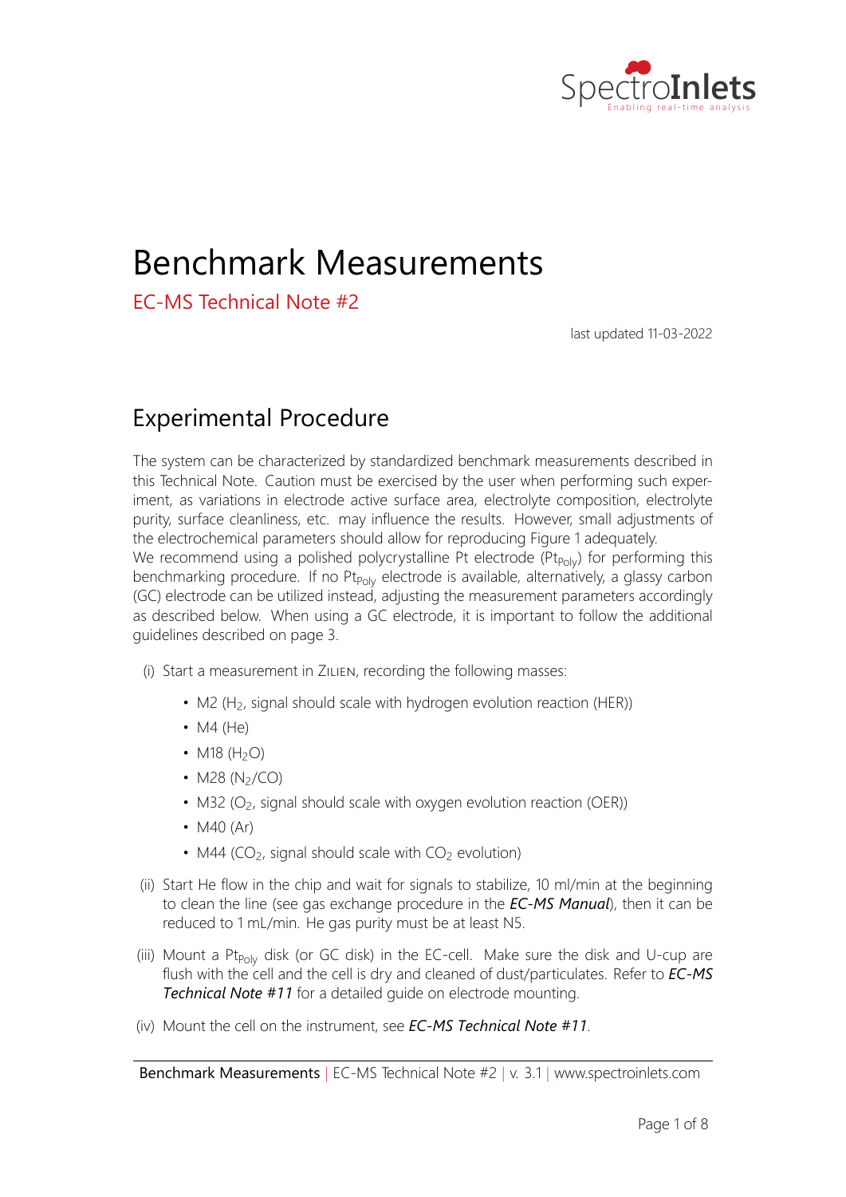# Benchmark Measurements

## EC-MS Technical Note #2

last updated 11-03-2022

## Experimental Procedure

The system can be characterized by standardized benchmark measurements described in this Technical Note. Caution must be exercised by the user when performing such experiment, as variations in electrode active surface area, electrolyte composition, electrolyte purity, surface cleanliness, etc. may influence the results. However, small adjustments of the electrochemical parameters should allow for reproducing Figure 1 adequately.

We recommend using a polished polycrystalline Pt electrode ($Pt_{Poly}$) for performing this benchmarking procedure. If no $Pt_{Poly}$ electrode is available, alternatively, a glassy carbon (GC) electrode can be utilized instead, adjusting the measurement parameters accordingly as described below. When using a GC electrode, it is important to follow the additional guidelines described on page 3.

(i) Start a measurement in Zilien, recording the following masses:

- M2 ($H_2$, signal should scale with hydrogen evolution reaction (HER))
- M4 (He)
- M18 ($H_2O$)
- M28 ($N_2$/CO)
- M32 ($O_2$, signal should scale with oxygen evolution reaction (OER))
- M40 (Ar)
- M44 ($CO_2$, signal should scale with $CO_2$ evolution)

(ii) Start He flow in the chip and wait for signals to stabilize, 10 ml/min at the beginning to clean the line (see gas exchange procedure in the ***EC-MS Manual***), then it can be reduced to 1 mL/min. He gas purity must be at least N5.

(iii) Mount a $Pt_{Poly}$ disk (or GC disk) in the EC-cell. Make sure the disk and U-cup are flush with the cell and the cell is dry and cleaned of dust/particulates. Refer to ***EC-MS Technical Note #11*** for a detailed guide on electrode mounting.

(iv) Mount the cell on the instrument, see ***EC-MS Technical Note #11***.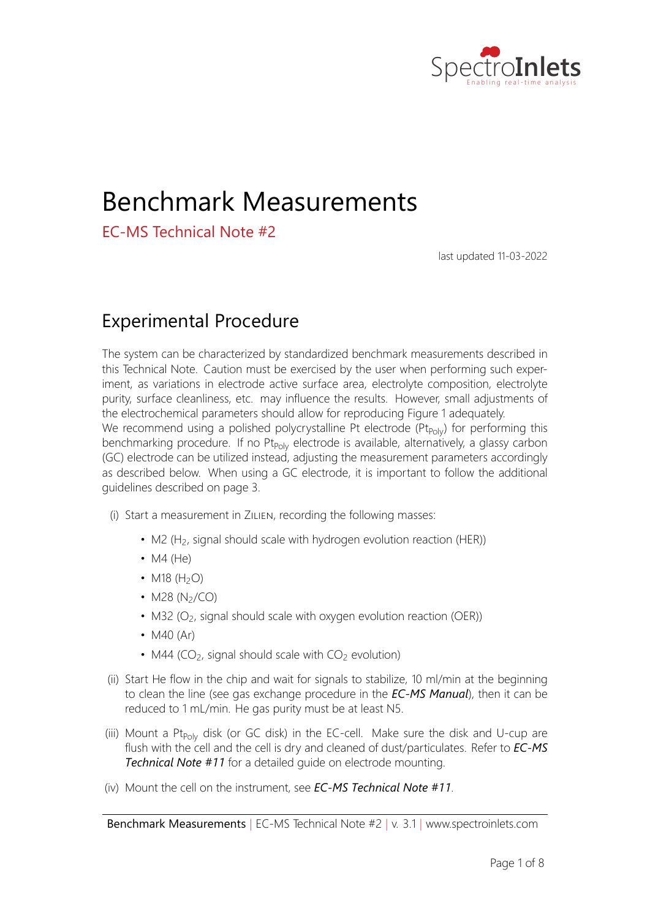# Benchmark Measurements

EC-MS Technical Note #2

last updated 11-03-2022

## Experimental Procedure

The system can be characterized by standardized benchmark measurements described in this Technical Note. Caution must be exercised by the user when performing such experiment, as variations in electrode active surface area, electrolyte composition, electrolyte purity, surface cleanliness, etc. may influence the results. However, small adjustments of the electrochemical parameters should allow for reproducing Figure 1 adequately.

We recommend using a polished polycrystalline Pt electrode ($Pt_{Poly}$) for performing this benchmarking procedure. If no $Pt_{Poly}$ electrode is available, alternatively, a glassy carbon (GC) electrode can be utilized instead, adjusting the measurement parameters accordingly as described below. When using a GC electrode, it is important to follow the additional guidelines described on page 3.

(i) Start a measurement in Zilien, recording the following masses:

- M2 ($H_2$, signal should scale with hydrogen evolution reaction (HER))
- M4 (He)
- M18 ($H_2O$)
- M28 ($N_2$/CO)
- M32 ($O_2$, signal should scale with oxygen evolution reaction (OER))
- M40 (Ar)
- M44 ($CO_2$, signal should scale with $CO_2$ evolution)

(ii) Start He flow in the chip and wait for signals to stabilize, 10 ml/min at the beginning to clean the line (see gas exchange procedure in the ***EC-MS Manual***), then it can be reduced to 1 mL/min. He gas purity must be at least N5.

(iii) Mount a $Pt_{Poly}$ disk (or GC disk) in the EC-cell. Make sure the disk and U-cup are flush with the cell and the cell is dry and cleaned of dust/particulates. Refer to ***EC-MS Technical Note #11*** for a detailed guide on electrode mounting.

(iv) Mount the cell on the instrument, see ***EC-MS Technical Note #11***.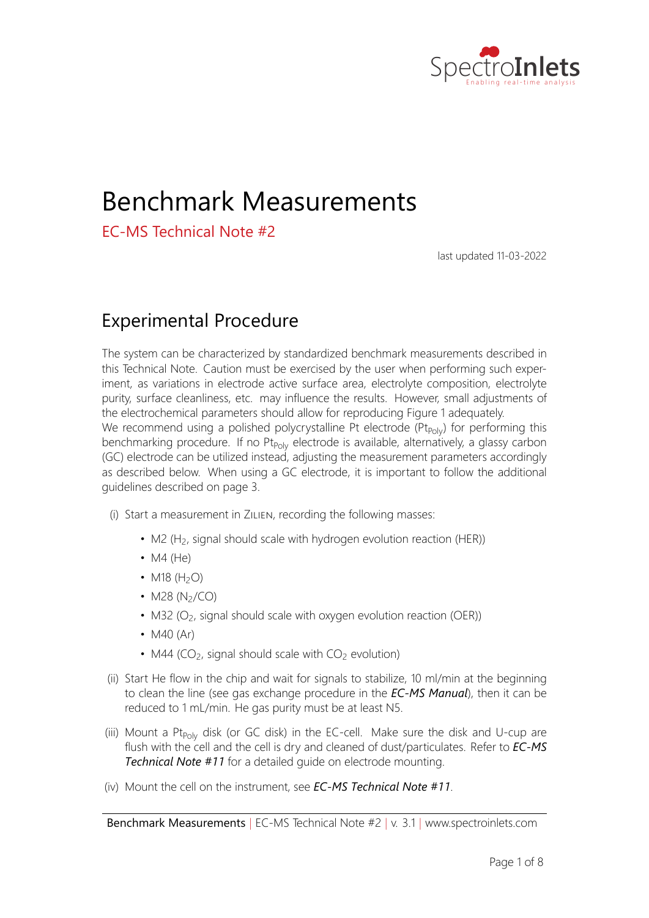# Benchmark Measurements

EC-MS Technical Note #2

last updated 11-03-2022

## Experimental Procedure

The system can be characterized by standardized benchmark measurements described in this Technical Note. Caution must be exercised by the user when performing such experiment, as variations in electrode active surface area, electrolyte composition, electrolyte purity, surface cleanliness, etc. may influence the results. However, small adjustments of the electrochemical parameters should allow for reproducing Figure 1 adequately.
We recommend using a polished polycrystalline Pt electrode ($Pt_{Poly}$) for performing this benchmarking procedure. If no $Pt_{Poly}$ electrode is available, alternatively, a glassy carbon (GC) electrode can be utilized instead, adjusting the measurement parameters accordingly as described below. When using a GC electrode, it is important to follow the additional guidelines described on page 3.

(i) Start a measurement in Zilien, recording the following masses:

- M2 ($H_2$, signal should scale with hydrogen evolution reaction (HER))
- M4 (He)
- M18 ($H_2O$)
- M28 ($N_2$/CO)
- M32 ($O_2$, signal should scale with oxygen evolution reaction (OER))
- M40 (Ar)
- M44 ($CO_2$, signal should scale with $CO_2$ evolution)

(ii) Start He flow in the chip and wait for signals to stabilize, 10 ml/min at the beginning to clean the line (see gas exchange procedure in the ***EC-MS Manual***), then it can be reduced to 1 mL/min. He gas purity must be at least N5.

(iii) Mount a $Pt_{Poly}$ disk (or GC disk) in the EC-cell. Make sure the disk and U-cup are flush with the cell and the cell is dry and cleaned of dust/particulates. Refer to ***EC-MS Technical Note #11*** for a detailed guide on electrode mounting.

(iv) Mount the cell on the instrument, see ***EC-MS Technical Note #11***.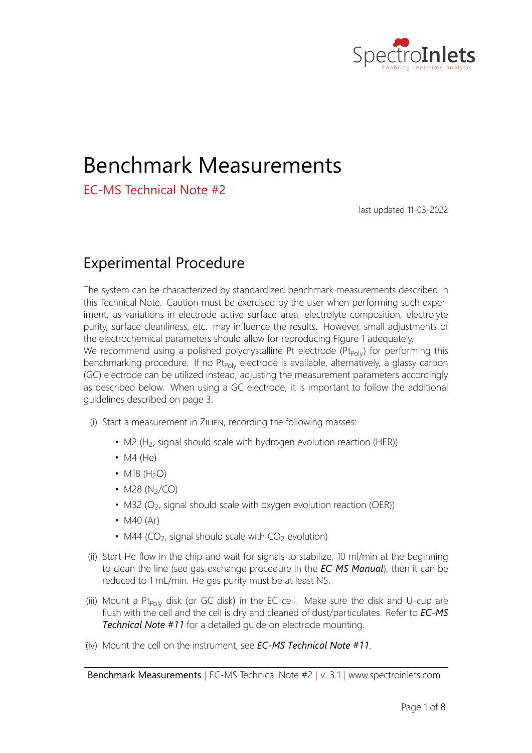# Benchmark Measurements

EC-MS Technical Note #2

last updated 11-03-2022

## Experimental Procedure

The system can be characterized by standardized benchmark measurements described in this Technical Note. Caution must be exercised by the user when performing such experiment, as variations in electrode active surface area, electrolyte composition, electrolyte purity, surface cleanliness, etc. may influence the results. However, small adjustments of the electrochemical parameters should allow for reproducing Figure 1 adequately.
We recommend using a polished polycrystalline Pt electrode ($Pt_{Poly}$) for performing this benchmarking procedure. If no $Pt_{Poly}$ electrode is available, alternatively, a glassy carbon (GC) electrode can be utilized instead, adjusting the measurement parameters accordingly as described below. When using a GC electrode, it is important to follow the additional guidelines described on page 3.

(i) Start a measurement in Zilien, recording the following masses:

- M2 ($H_2$, signal should scale with hydrogen evolution reaction (HER))
- M4 (He)
- M18 ($H_2O$)
- M28 ($N_2$/CO)
- M32 ($O_2$, signal should scale with oxygen evolution reaction (OER))
- M40 (Ar)
- M44 ($CO_2$, signal should scale with $CO_2$ evolution)

(ii) Start He flow in the chip and wait for signals to stabilize, 10 ml/min at the beginning to clean the line (see gas exchange procedure in the ***EC-MS Manual***), then it can be reduced to 1 mL/min. He gas purity must be at least N5.

(iii) Mount a $Pt_{Poly}$ disk (or GC disk) in the EC-cell. Make sure the disk and U-cup are flush with the cell and the cell is dry and cleaned of dust/particulates. Refer to ***EC-MS Technical Note #11*** for a detailed guide on electrode mounting.

(iv) Mount the cell on the instrument, see ***EC-MS Technical Note #11***.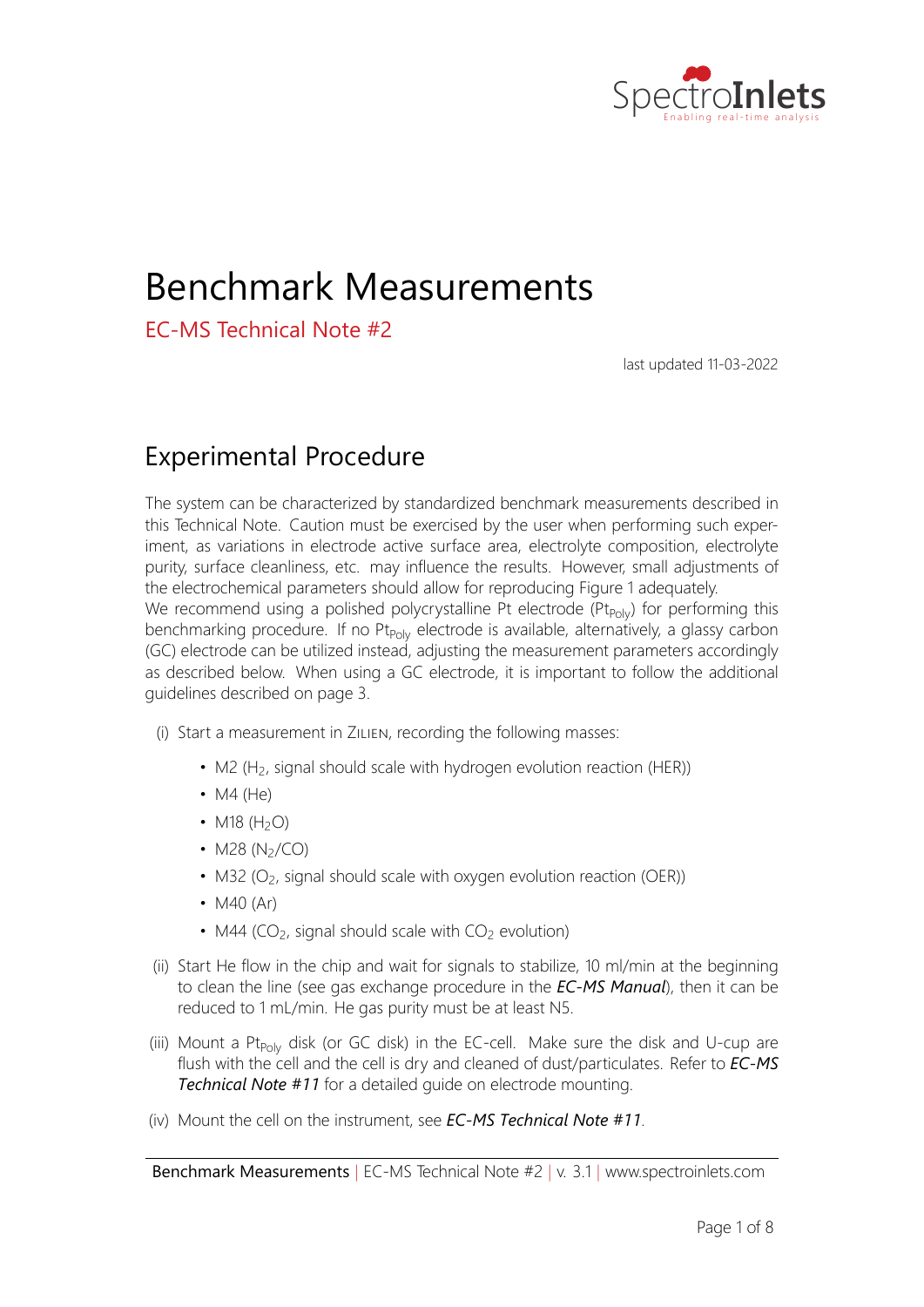# Benchmark Measurements

EC-MS Technical Note #2

last updated 11-03-2022

## Experimental Procedure

The system can be characterized by standardized benchmark measurements described in this Technical Note. Caution must be exercised by the user when performing such experiment, as variations in electrode active surface area, electrolyte composition, electrolyte purity, surface cleanliness, etc. may influence the results. However, small adjustments of the electrochemical parameters should allow for reproducing Figure 1 adequately.

We recommend using a polished polycrystalline Pt electrode ($Pt_{Poly}$) for performing this benchmarking procedure. If no $Pt_{Poly}$ electrode is available, alternatively, a glassy carbon (GC) electrode can be utilized instead, adjusting the measurement parameters accordingly as described below. When using a GC electrode, it is important to follow the additional guidelines described on page 3.

(i) Start a measurement in Zilien, recording the following masses:

- M2 ($H_2$, signal should scale with hydrogen evolution reaction (HER))
- M4 (He)
- M18 ($H_2O$)
- M28 ($N_2$/CO)
- M32 ($O_2$, signal should scale with oxygen evolution reaction (OER))
- M40 (Ar)
- M44 ($CO_2$, signal should scale with $CO_2$ evolution)

(ii) Start He flow in the chip and wait for signals to stabilize, 10 ml/min at the beginning to clean the line (see gas exchange procedure in the ***EC-MS Manual***), then it can be reduced to 1 mL/min. He gas purity must be at least N5.

(iii) Mount a $Pt_{Poly}$ disk (or GC disk) in the EC-cell. Make sure the disk and U-cup are flush with the cell and the cell is dry and cleaned of dust/particulates. Refer to ***EC-MS Technical Note #11*** for a detailed guide on electrode mounting.

(iv) Mount the cell on the instrument, see ***EC-MS Technical Note #11***.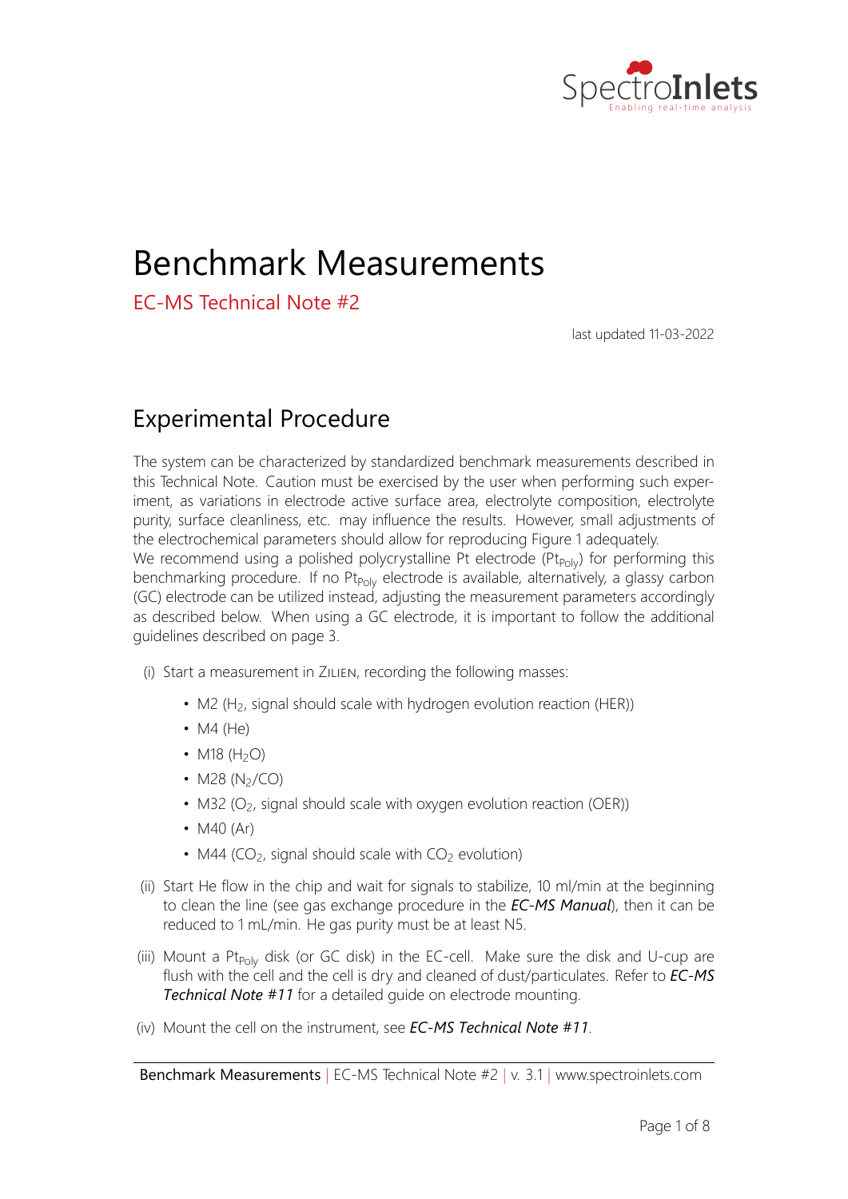# Benchmark Measurements

EC-MS Technical Note #2

last updated 11-03-2022

## Experimental Procedure

The system can be characterized by standardized benchmark measurements described in this Technical Note. Caution must be exercised by the user when performing such experiment, as variations in electrode active surface area, electrolyte composition, electrolyte purity, surface cleanliness, etc. may influence the results. However, small adjustments of the electrochemical parameters should allow for reproducing Figure 1 adequately.

We recommend using a polished polycrystalline Pt electrode ($Pt_{Poly}$) for performing this benchmarking procedure. If no $Pt_{Poly}$ electrode is available, alternatively, a glassy carbon (GC) electrode can be utilized instead, adjusting the measurement parameters accordingly as described below. When using a GC electrode, it is important to follow the additional guidelines described on page 3.

(i) Start a measurement in Zilien, recording the following masses:

- M2 ($H_2$, signal should scale with hydrogen evolution reaction (HER))
- M4 (He)
- M18 ($H_2O$)
- M28 ($N_2$/CO)
- M32 ($O_2$, signal should scale with oxygen evolution reaction (OER))
- M40 (Ar)
- M44 ($CO_2$, signal should scale with $CO_2$ evolution)

(ii) Start He flow in the chip and wait for signals to stabilize, 10 ml/min at the beginning to clean the line (see gas exchange procedure in the ***EC-MS Manual***), then it can be reduced to 1 mL/min. He gas purity must be at least N5.

(iii) Mount a $Pt_{Poly}$ disk (or GC disk) in the EC-cell. Make sure the disk and U-cup are flush with the cell and the cell is dry and cleaned of dust/particulates. Refer to ***EC-MS Technical Note #11*** for a detailed guide on electrode mounting.

(iv) Mount the cell on the instrument, see ***EC-MS Technical Note #11***.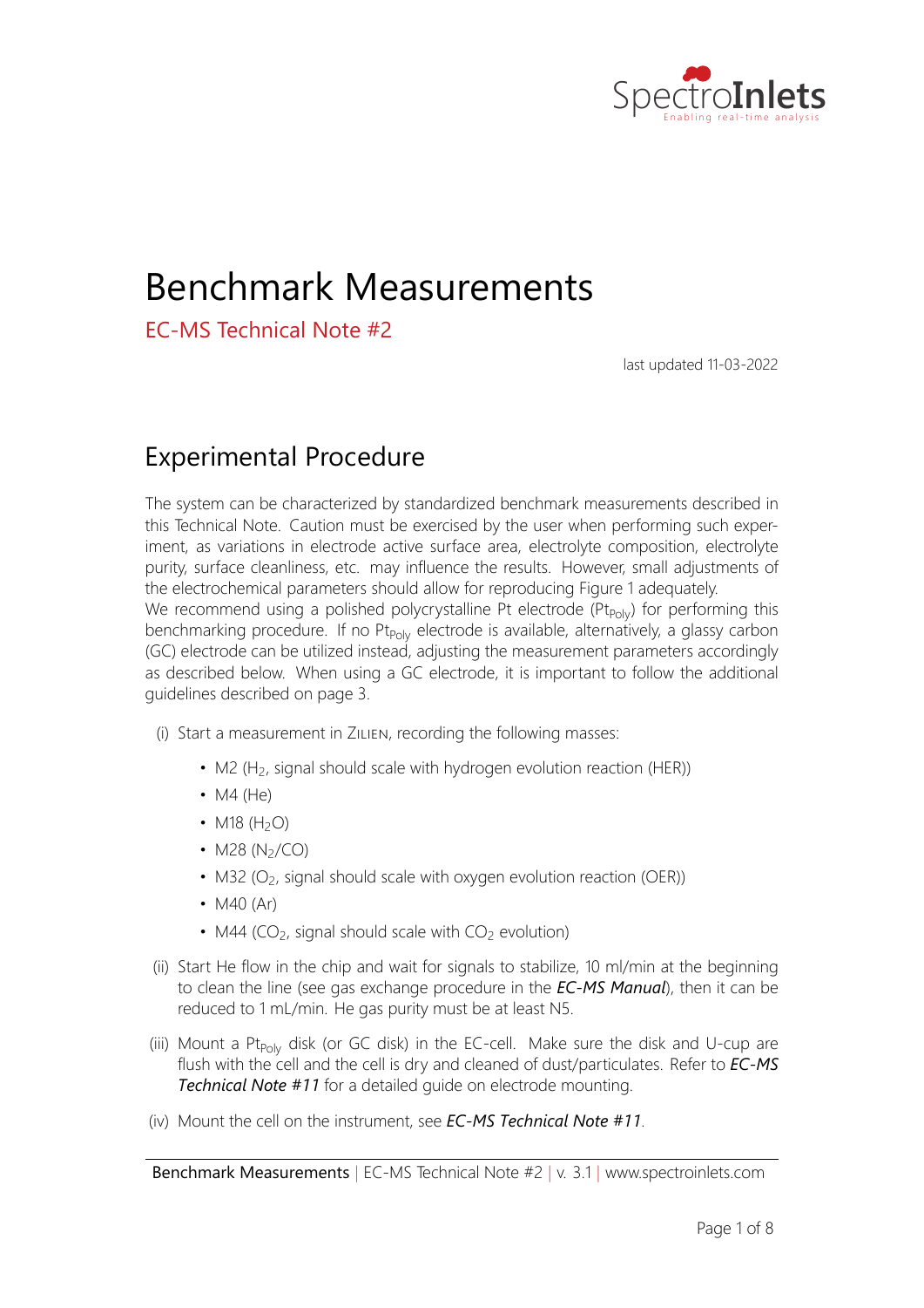# Benchmark Measurements

EC-MS Technical Note #2

last updated 11-03-2022

## Experimental Procedure

The system can be characterized by standardized benchmark measurements described in this Technical Note. Caution must be exercised by the user when performing such experiment, as variations in electrode active surface area, electrolyte composition, electrolyte purity, surface cleanliness, etc. may influence the results. However, small adjustments of the electrochemical parameters should allow for reproducing Figure 1 adequately.
We recommend using a polished polycrystalline Pt electrode ($Pt_{Poly}$) for performing this benchmarking procedure. If no $Pt_{Poly}$ electrode is available, alternatively, a glassy carbon (GC) electrode can be utilized instead, adjusting the measurement parameters accordingly as described below. When using a GC electrode, it is important to follow the additional guidelines described on page 3.

(i) Start a measurement in Zilien, recording the following masses:

- M2 ($H_2$, signal should scale with hydrogen evolution reaction (HER))
- M4 (He)
- M18 ($H_2O$)
- M28 ($N_2$/CO)
- M32 ($O_2$, signal should scale with oxygen evolution reaction (OER))
- M40 (Ar)
- M44 ($CO_2$, signal should scale with $CO_2$ evolution)

(ii) Start He flow in the chip and wait for signals to stabilize, 10 ml/min at the beginning to clean the line (see gas exchange procedure in the ***EC-MS Manual***), then it can be reduced to 1 mL/min. He gas purity must be at least N5.

(iii) Mount a $Pt_{Poly}$ disk (or GC disk) in the EC-cell. Make sure the disk and U-cup are flush with the cell and the cell is dry and cleaned of dust/particulates. Refer to ***EC-MS Technical Note #11*** for a detailed guide on electrode mounting.

(iv) Mount the cell on the instrument, see ***EC-MS Technical Note #11***.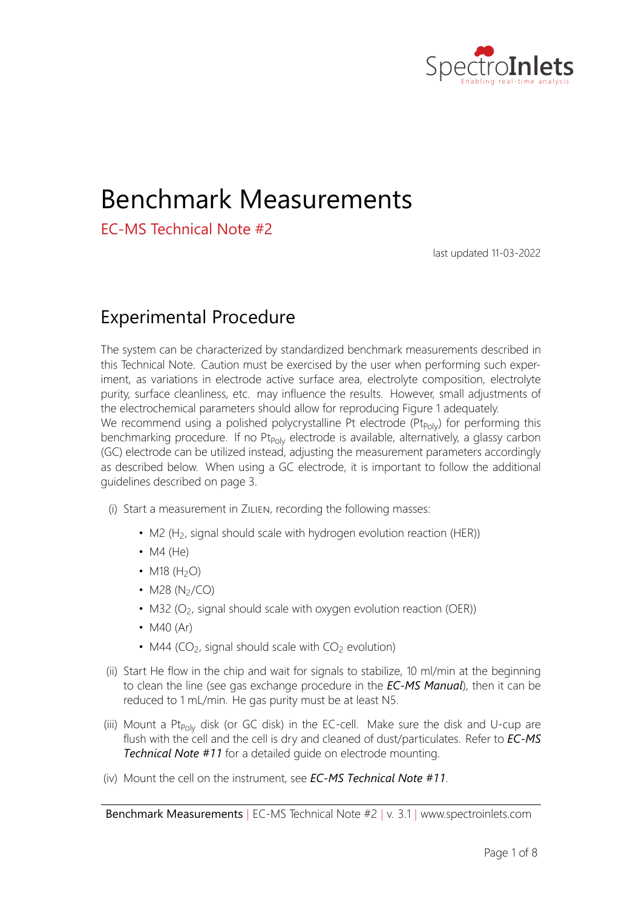# Benchmark Measurements

EC-MS Technical Note #2

last updated 11-03-2022

## Experimental Procedure

The system can be characterized by standardized benchmark measurements described in this Technical Note. Caution must be exercised by the user when performing such experiment, as variations in electrode active surface area, electrolyte composition, electrolyte purity, surface cleanliness, etc. may influence the results. However, small adjustments of the electrochemical parameters should allow for reproducing Figure 1 adequately.
We recommend using a polished polycrystalline Pt electrode ($Pt_{Poly}$) for performing this benchmarking procedure. If no $Pt_{Poly}$ electrode is available, alternatively, a glassy carbon (GC) electrode can be utilized instead, adjusting the measurement parameters accordingly as described below. When using a GC electrode, it is important to follow the additional guidelines described on page 3.

(i) Start a measurement in Zilien, recording the following masses:

- M2 ($H_2$, signal should scale with hydrogen evolution reaction (HER))
- M4 (He)
- M18 ($H_2O$)
- M28 ($N_2$/CO)
- M32 ($O_2$, signal should scale with oxygen evolution reaction (OER))
- M40 (Ar)
- M44 ($CO_2$, signal should scale with $CO_2$ evolution)

(ii) Start He flow in the chip and wait for signals to stabilize, 10 ml/min at the beginning to clean the line (see gas exchange procedure in the ***EC-MS Manual***), then it can be reduced to 1 mL/min. He gas purity must be at least N5.

(iii) Mount a $Pt_{Poly}$ disk (or GC disk) in the EC-cell. Make sure the disk and U-cup are flush with the cell and the cell is dry and cleaned of dust/particulates. Refer to ***EC-MS Technical Note #11*** for a detailed guide on electrode mounting.

(iv) Mount the cell on the instrument, see ***EC-MS Technical Note #11***.